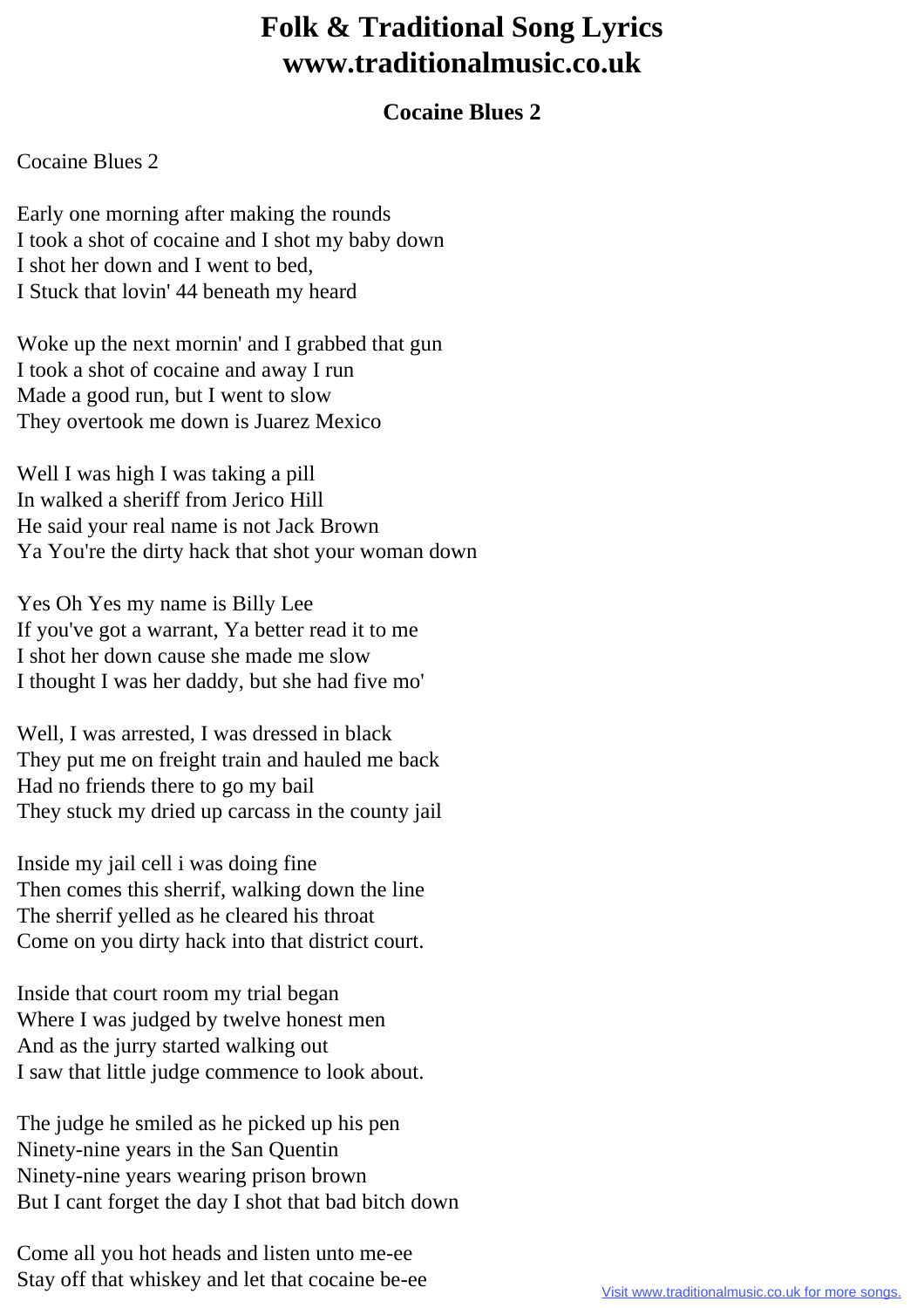# Folk & Traditional Song Lyrics
# www.traditionalmusic.co.uk

## Cocaine Blues 2

Cocaine Blues 2

Early one morning after making the rounds
I took a shot of cocaine and I shot my baby down
I shot her down and I went to bed,
I Stuck that lovin' 44 beneath my heard

Woke up the next mornin' and I grabbed that gun
I took a shot of cocaine and away I run
Made a good run, but I went to slow
They overtook me down is Juarez Mexico

Well I was high I was taking a pill
In walked a sheriff from Jerico Hill
He said your real name is not Jack Brown
Ya You're the dirty hack that shot your woman down

Yes Oh Yes my name is Billy Lee
If you've got a warrant, Ya better read it to me
I shot her down cause she made me slow
I thought I was her daddy, but she had five mo'

Well, I was arrested, I was dressed in black
They put me on freight train and hauled me back
Had no friends there to go my bail
They stuck my dried up carcass in the county jail

Inside my jail cell i was doing fine
Then comes this sherrif, walking down the line
The sherrif yelled as he cleared his throat
Come on you dirty hack into that district court.

Inside that court room my trial began
Where I was judged by twelve honest men
And as the jury started walking out
I saw that little judge commence to look about.

The judge he smiled as he picked up his pen
Ninety-nine years in the San Quentin
Ninety-nine years wearing prison brown
But I cant forget the day I shot that bad bitch down

Come all you hot heads and listen unto me-ee
Stay off that whiskey and let that cocaine be-ee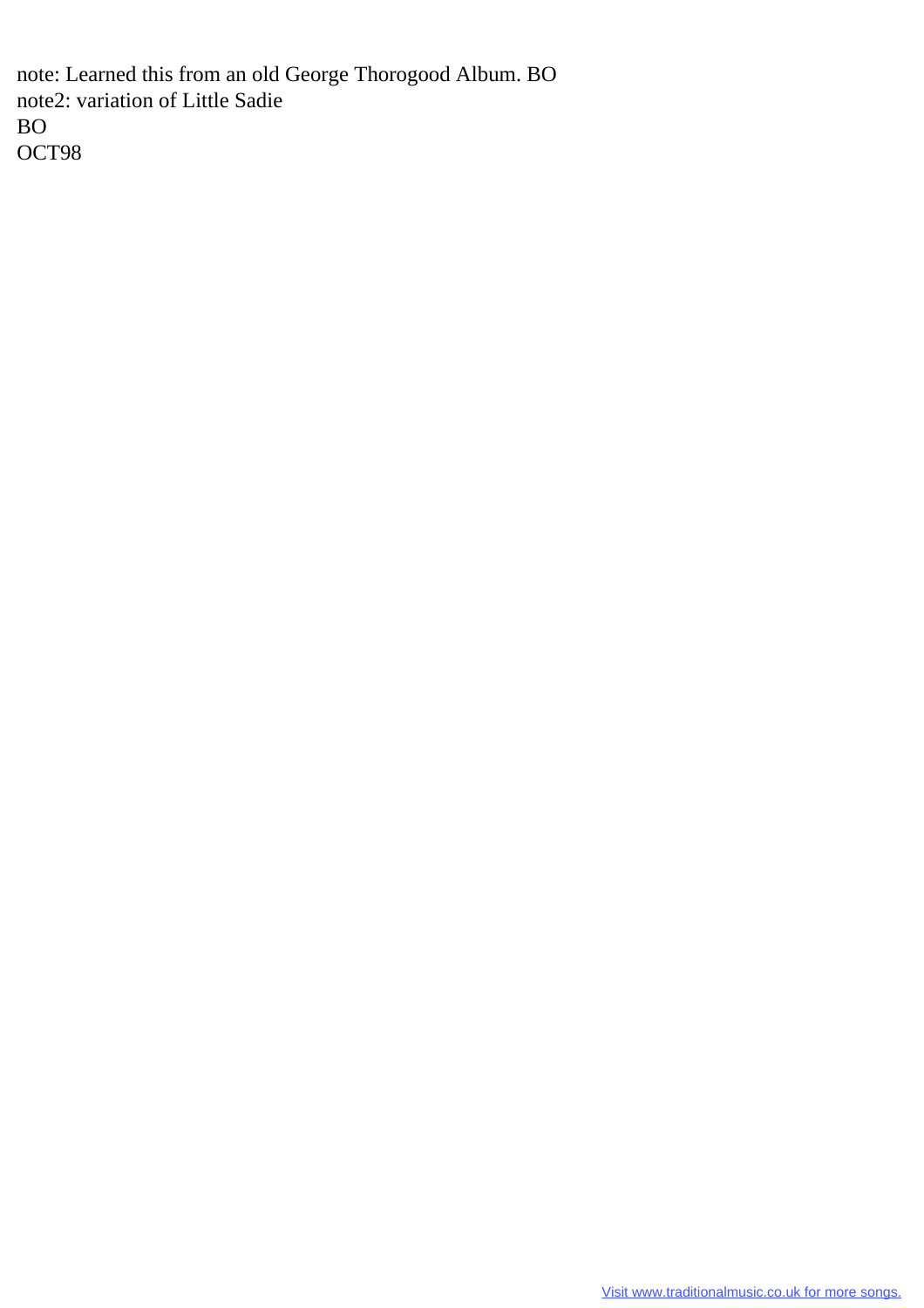note: Learned this from an old George Thorogood Album. BO
note2: variation of Little Sadie
BO
OCT98